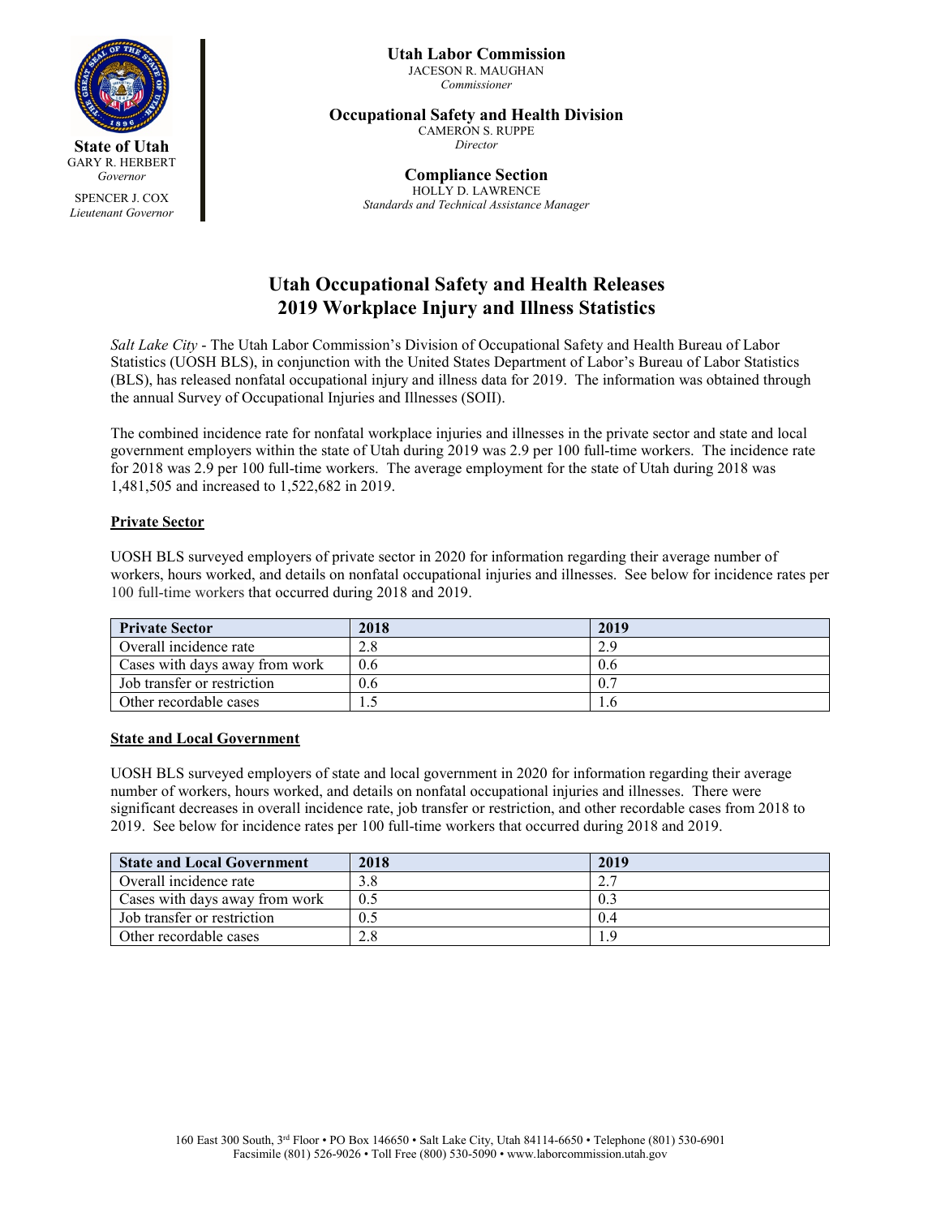**State of Utah**
GARY R. HERBERT
*Governor*

SPENCER J. COX
*Lieutenant Governor*

**Utah Labor Commission**
JACESON R. MAUGHAN
*Commissioner*

**Occupational Safety and Health Division**
CAMERON S. RUPPE
*Director*

**Compliance Section**
HOLLY D. LAWRENCE
*Standards and Technical Assistance Manager*

# Utah Occupational Safety and Health Releases 2019 Workplace Injury and Illness Statistics

*Salt Lake City* - The Utah Labor Commission's Division of Occupational Safety and Health Bureau of Labor Statistics (UOSH BLS), in conjunction with the United States Department of Labor's Bureau of Labor Statistics (BLS), has released nonfatal occupational injury and illness data for 2019. The information was obtained through the annual Survey of Occupational Injuries and Illnesses (SOII).

The combined incidence rate for nonfatal workplace injuries and illnesses in the private sector and state and local government employers within the state of Utah during 2019 was 2.9 per 100 full-time workers. The incidence rate for 2018 was 2.9 per 100 full-time workers. The average employment for the state of Utah during 2018 was 1,481,505 and increased to 1,522,682 in 2019.

## Private Sector

UOSH BLS surveyed employers of private sector in 2020 for information regarding their average number of workers, hours worked, and details on nonfatal occupational injuries and illnesses. See below for incidence rates per 100 full-time workers that occurred during 2018 and 2019.

| Private Sector | 2018 | 2019 |
|---|---|---|
| Overall incidence rate | 2.8 | 2.9 |
| Cases with days away from work | 0.6 | 0.6 |
| Job transfer or restriction | 0.6 | 0.7 |
| Other recordable cases | 1.5 | 1.6 |

## State and Local Government

UOSH BLS surveyed employers of state and local government in 2020 for information regarding their average number of workers, hours worked, and details on nonfatal occupational injuries and illnesses. There were significant decreases in overall incidence rate, job transfer or restriction, and other recordable cases from 2018 to 2019. See below for incidence rates per 100 full-time workers that occurred during 2018 and 2019.

| State and Local Government | 2018 | 2019 |
|---|---|---|
| Overall incidence rate | 3.8 | 2.7 |
| Cases with days away from work | 0.5 | 0.3 |
| Job transfer or restriction | 0.5 | 0.4 |
| Other recordable cases | 2.8 | 1.9 |

160 East 300 South, 3rd Floor • PO Box 146650 • Salt Lake City, Utah 84114-6650 • Telephone (801) 530-6901
Facsimile (801) 526-9026 • Toll Free (800) 530-5090 • www.laborcommission.utah.gov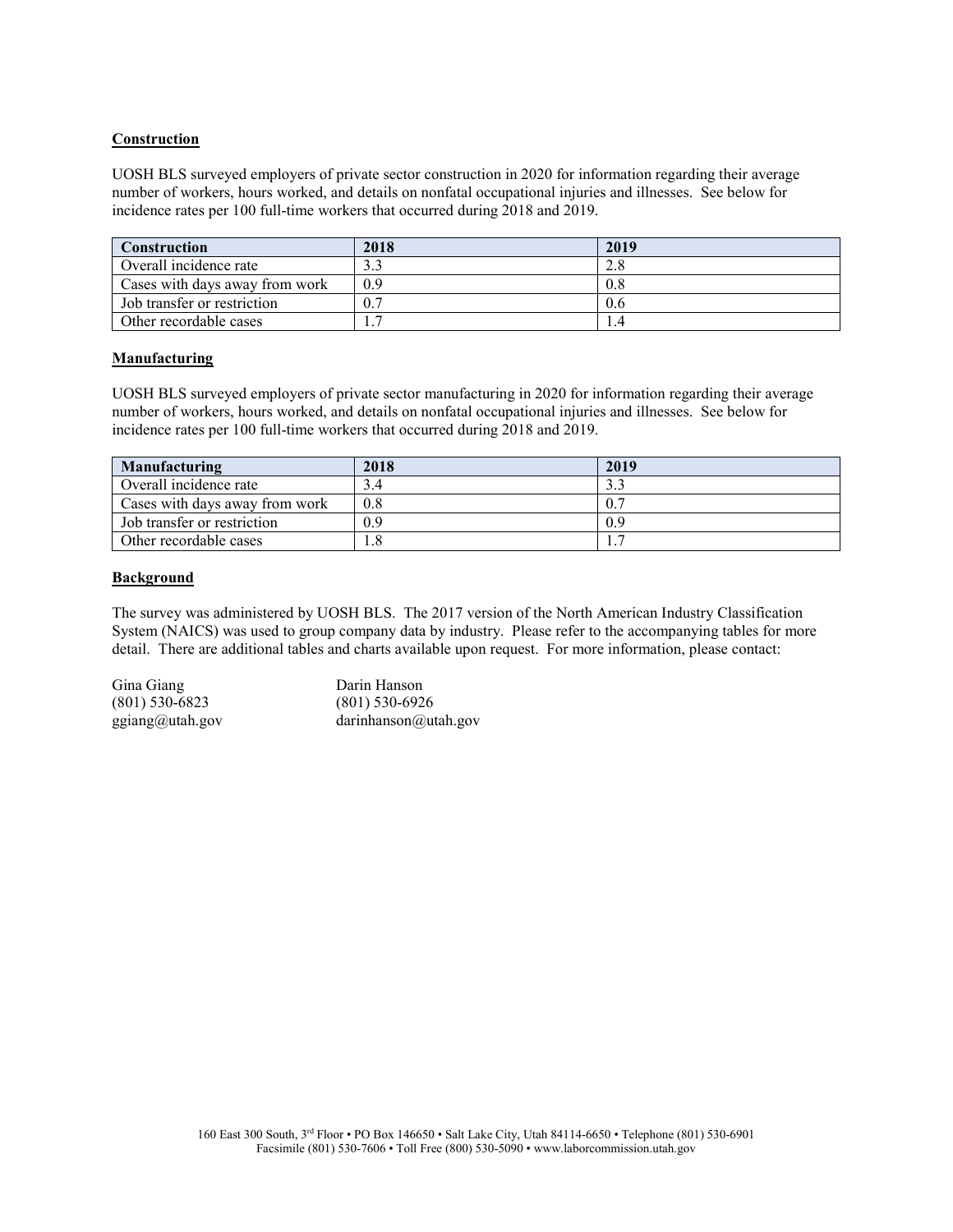## Construction

UOSH BLS surveyed employers of private sector construction in 2020 for information regarding their average number of workers, hours worked, and details on nonfatal occupational injuries and illnesses. See below for incidence rates per 100 full-time workers that occurred during 2018 and 2019.

| Construction | 2018 | 2019 |
|---|---|---|
| Overall incidence rate | 3.3 | 2.8 |
| Cases with days away from work | 0.9 | 0.8 |
| Job transfer or restriction | 0.7 | 0.6 |
| Other recordable cases | 1.7 | 1.4 |

## Manufacturing

UOSH BLS surveyed employers of private sector manufacturing in 2020 for information regarding their average number of workers, hours worked, and details on nonfatal occupational injuries and illnesses. See below for incidence rates per 100 full-time workers that occurred during 2018 and 2019.

| Manufacturing | 2018 | 2019 |
|---|---|---|
| Overall incidence rate | 3.4 | 3.3 |
| Cases with days away from work | 0.8 | 0.7 |
| Job transfer or restriction | 0.9 | 0.9 |
| Other recordable cases | 1.8 | 1.7 |

## Background

The survey was administered by UOSH BLS. The 2017 version of the North American Industry Classification System (NAICS) was used to group company data by industry. Please refer to the accompanying tables for more detail. There are additional tables and charts available upon request. For more information, please contact:

Gina Giang
(801) 530-6823
ggiang@utah.gov

Darin Hanson
(801) 530-6926
darinhanson@utah.gov

160 East 300 South, 3rd Floor • PO Box 146650 • Salt Lake City, Utah 84114-6650 • Telephone (801) 530-6901
Facsimile (801) 530-7606 • Toll Free (800) 530-5090 • www.laborcommission.utah.gov